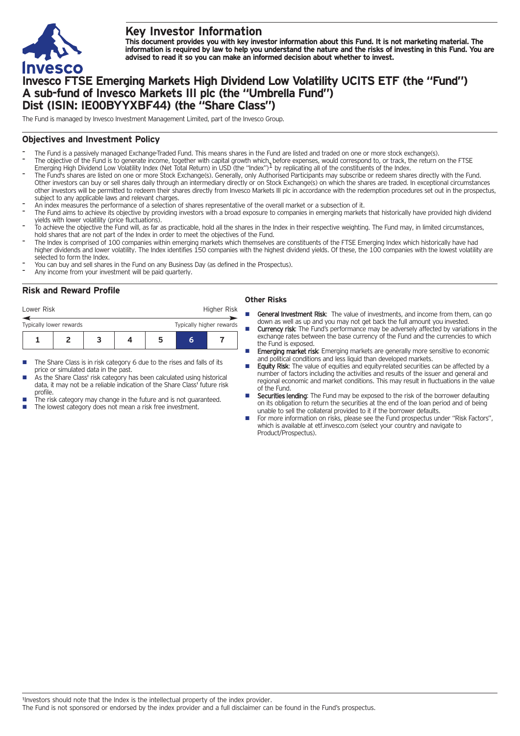# Key Investor Information

**This document provides you with key investor information about this Fund. It is not marketing material. The information is required by law to help you understand the nature and the risks of investing in this Fund. You are advised to read it so you can make an informed decision about whether to invest.**

# Invesco FTSE Emerging Markets High Dividend Low Volatility UCITS ETF (the "Fund") A sub-fund of Invesco Markets III plc (the "Umbrella Fund") Dist (ISIN: IE00BYYXBF44) (the "Share Class")

The Fund is managed by Invesco Investment Management Limited, part of the Invesco Group.

## Objectives and Investment Policy

- The Fund is a passively managed Exchange-Traded Fund. This means shares in the Fund are listed and traded on one or more stock exchange(s).
- The objective of the Fund is to generate income, together with capital growth which, before expenses, would correspond to, or track, the return on the FTSE Emerging High Dividend Low Volatility Index (Net Total Return) in USD (the "Index")[1] by replicating all of the constituents of the Index.
- The Fund's shares are listed on one or more Stock Exchange(s). Generally, only Authorised Participants may subscribe or redeem shares directly with the Fund. Other investors can buy or sell shares daily through an intermediary directly or on Stock Exchange(s) on which the shares are traded. In exceptional circumstances other investors will be permitted to redeem their shares directly from Invesco Markets III plc in accordance with the redemption procedures set out in the prospectus, subject to any applicable laws and relevant charges.
- An index measures the performance of a selection of shares representative of the overall market or a subsection of it.
- The Fund aims to achieve its objective by providing investors with a broad exposure to companies in emerging markets that historically have provided high dividend yields with lower volatility (price fluctuations).
- To achieve the objective the Fund will, as far as practicable, hold all the shares in the Index in their respective weighting. The Fund may, in limited circumstances, hold shares that are not part of the Index in order to meet the objectives of the Fund.
- The Index is comprised of 100 companies within emerging markets which themselves are constituents of the FTSE Emerging Index which historically have had higher dividends and lower volatility. The Index identifies 150 companies with the highest dividend yields. Of these, the 100 companies with the lowest volatility are selected to form the Index.
- You can buy and sell shares in the Fund on any Business Day (as defined in the Prospectus).
- Any income from your investment will be paid quarterly.

## Risk and Reward Profile

Lower Risk — Higher Risk

Typically lower rewards — Typically higher rewards

| 1 | 2 | 3 | 4 | 5 | **6** | 7 |
|---|---|---|---|---|---|---|

- The Share Class is in risk category 6 due to the rises and falls of its price or simulated data in the past.
- As the Share Class' risk category has been calculated using historical data, it may not be a reliable indication of the Share Class' future risk profile.
- The risk category may change in the future and is not guaranteed.
- The lowest category does not mean a risk free investment.

### Other Risks

- **General Investment Risk**: The value of investments, and income from them, can go down as well as up and you may not get back the full amount you invested.
- **Currency risk**: The Fund's performance may be adversely affected by variations in the exchange rates between the base currency of the Fund and the currencies to which the Fund is exposed.
- **Emerging market risk**: Emerging markets are generally more sensitive to economic and political conditions and less liquid than developed markets.
- **Equity Risk**: The value of equities and equity-related securities can be affected by a number of factors including the activities and results of the issuer and general and regional economic and market conditions. This may result in fluctuations in the value of the Fund.
- **Securities lending**: The Fund may be exposed to the risk of the borrower defaulting on its obligation to return the securities at the end of the loan period and of being unable to sell the collateral provided to it if the borrower defaults.
- For more information on risks, please see the Fund prospectus under "Risk Factors", which is available at etf.invesco.com (select your country and navigate to Product/Prospectus).

[1] Investors should note that the Index is the intellectual property of the index provider.
The Fund is not sponsored or endorsed by the index provider and a full disclaimer can be found in the Fund's prospectus.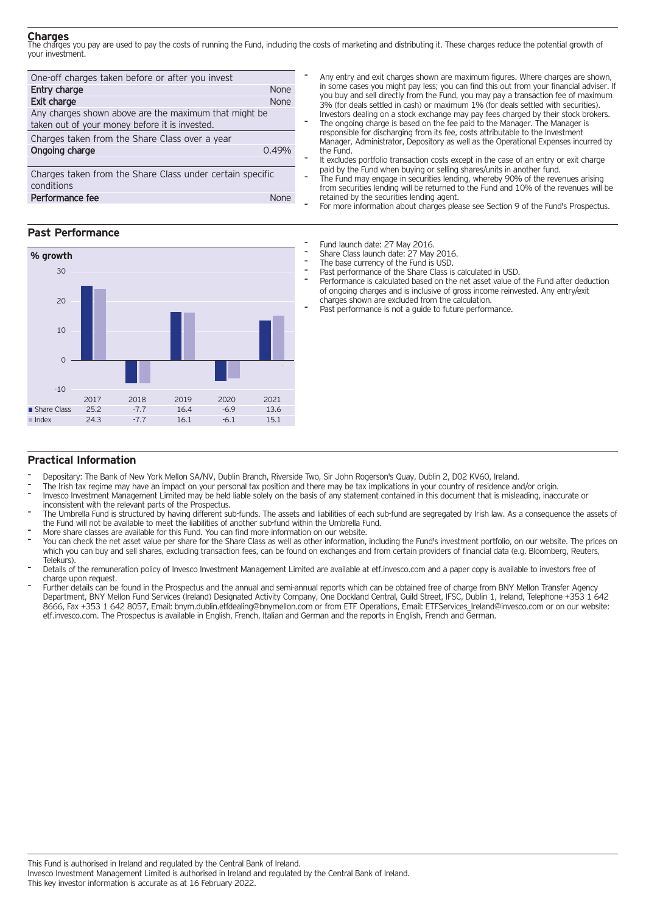## Charges

The charges you pay are used to pay the costs of running the Fund, including the costs of marketing and distributing it. These charges reduce the potential growth of your investment.

| One-off charges taken before or after you invest | |
|---|---|
| **Entry charge** | None |
| **Exit charge** | None |
| Any charges shown above are the maximum that might be taken out of your money before it is invested. | |
| Charges taken from the Share Class over a year | |
| **Ongoing charge** | 0.49% |
| Charges taken from the Share Class under certain specific conditions | |
| **Performance fee** | None |

- Any entry and exit charges shown are maximum figures. Where charges are shown, in some cases you might pay less; you can find this out from your financial adviser. If you buy and sell directly from the Fund, you may pay a transaction fee of maximum 3% (for deals settled in cash) or maximum 1% (for deals settled with securities). Investors dealing on a stock exchange may pay fees charged by their stock brokers.
- The ongoing charge is based on the fee paid to the Manager. The Manager is responsible for discharging from its fee, costs attributable to the Investment Manager, Administrator, Depository as well as the Operational Expenses incurred by the Fund.
- It excludes portfolio transaction costs except in the case of an entry or exit charge paid by the Fund when buying or selling shares/units in another fund.
- The Fund may engage in securities lending, whereby 90% of the revenues arising from securities lending will be returned to the Fund and 10% of the revenues will be retained by the securities lending agent.
- For more information about charges please see Section 9 of the Fund's Prospectus.

## Past Performance

% growth

30
20
10
0
-10

2017 2018 2019 2020 2021
Share Class 25.2 -7.7 16.4 -6.9 13.6
Index 24.3 -7.7 16.1 -6.1 15.1

- Fund launch date: 27 May 2016.
- Share Class launch date: 27 May 2016.
- The base currency of the Fund is USD.
- Past performance of the Share Class is calculated in USD.
- Performance is calculated based on the net asset value of the Fund after deduction of ongoing charges and is inclusive of gross income reinvested. Any entry/exit charges shown are excluded from the calculation.
- Past performance is not a guide to future performance.

## Practical Information

- Depositary: The Bank of New York Mellon SA/NV, Dublin Branch, Riverside Two, Sir John Rogerson's Quay, Dublin 2, D02 KV60, Ireland.
- The Irish tax regime may have an impact on your personal tax position and there may be tax implications in your country of residence and/or origin.
- Invesco Investment Management Limited may be held liable solely on the basis of any statement contained in this document that is misleading, inaccurate or inconsistent with the relevant parts of the Prospectus.
- The Umbrella Fund is structured by having different sub-funds. The assets and liabilities of each sub-fund are segregated by Irish law. As a consequence the assets of the Fund will not be available to meet the liabilities of another sub-fund within the Umbrella Fund.
- More share classes are available for this Fund. You can find more information on our website.
- You can check the net asset value per share for the Share Class as well as other information, including the Fund's investment portfolio, on our website. The prices on which you can buy and sell shares, excluding transaction fees, can be found on exchanges and from certain providers of financial data (e.g. Bloomberg, Reuters, Telekurs).
- Details of the remuneration policy of Invesco Investment Management Limited are available at etf.invesco.com and a paper copy is available to investors free of charge upon request.
- Further details can be found in the Prospectus and the annual and semi-annual reports which can be obtained free of charge from BNY Mellon Transfer Agency Department, BNY Mellon Fund Services (Ireland) Designated Activity Company, One Dockland Central, Guild Street, IFSC, Dublin 1, Ireland, Telephone +353 1 642 8666, Fax +353 1 642 8057, Email: bnym.dublin.etfdealing@bnymellon.com or from ETF Operations, Email: ETFServices_Ireland@invesco.com or on our website: etf.invesco.com. The Prospectus is available in English, French, Italian and German and the reports in English, French and German.

This Fund is authorised in Ireland and regulated by the Central Bank of Ireland.
Invesco Investment Management Limited is authorised in Ireland and regulated by the Central Bank of Ireland.
This key investor information is accurate as at 16 February 2022.